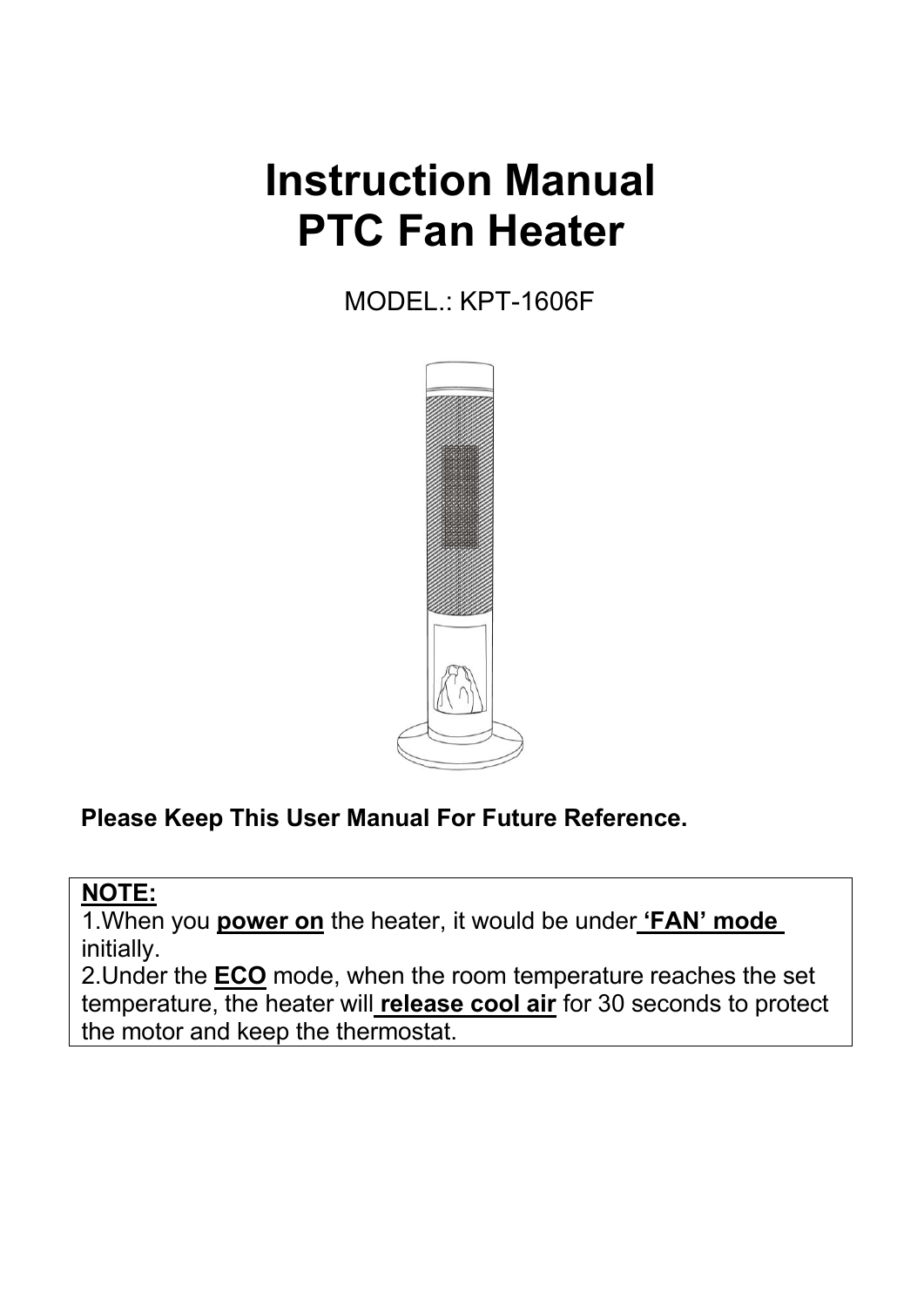# Instruction Manual
# PTC Fan Heater

MODEL.: KPT-1606F

**Please Keep This User Manual For Future Reference.**

**NOTE:**

1.When you **power on** the heater, it would be under **'FAN' mode** initially.

2.Under the **ECO** mode, when the room temperature reaches the set temperature, the heater will **release cool air** for 30 seconds to protect the motor and keep the thermostat.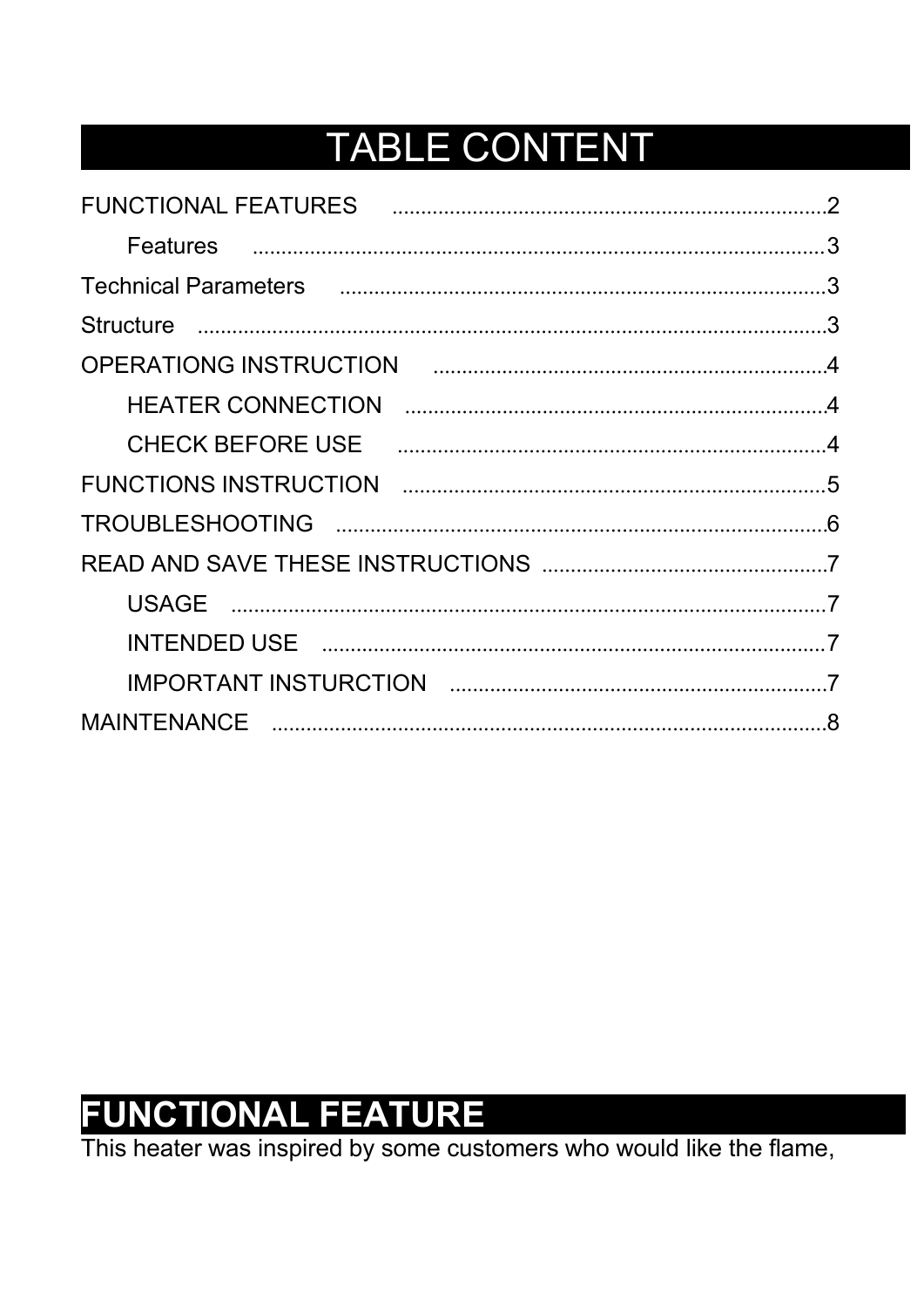# TABLE CONTENT

FUNCTIONAL FEATURES ..........2

- Features ..........3

Technical Parameters ..........3

Structure ..........3

OPERATIONG INSTRUCTION ..........4

- HEATER CONNECTION ..........4
- CHECK BEFORE USE ..........4

FUNCTIONS INSTRUCTION ..........5

TROUBLESHOOTING ..........6

READ AND SAVE THESE INSTRUCTIONS ..........7

- USAGE ..........7
- INTENDED USE ..........7
- IMPORTANT INSTURCTION ..........7

MAINTENANCE ..........8

# FUNCTIONAL FEATURE

This heater was inspired by some customers who would like the flame,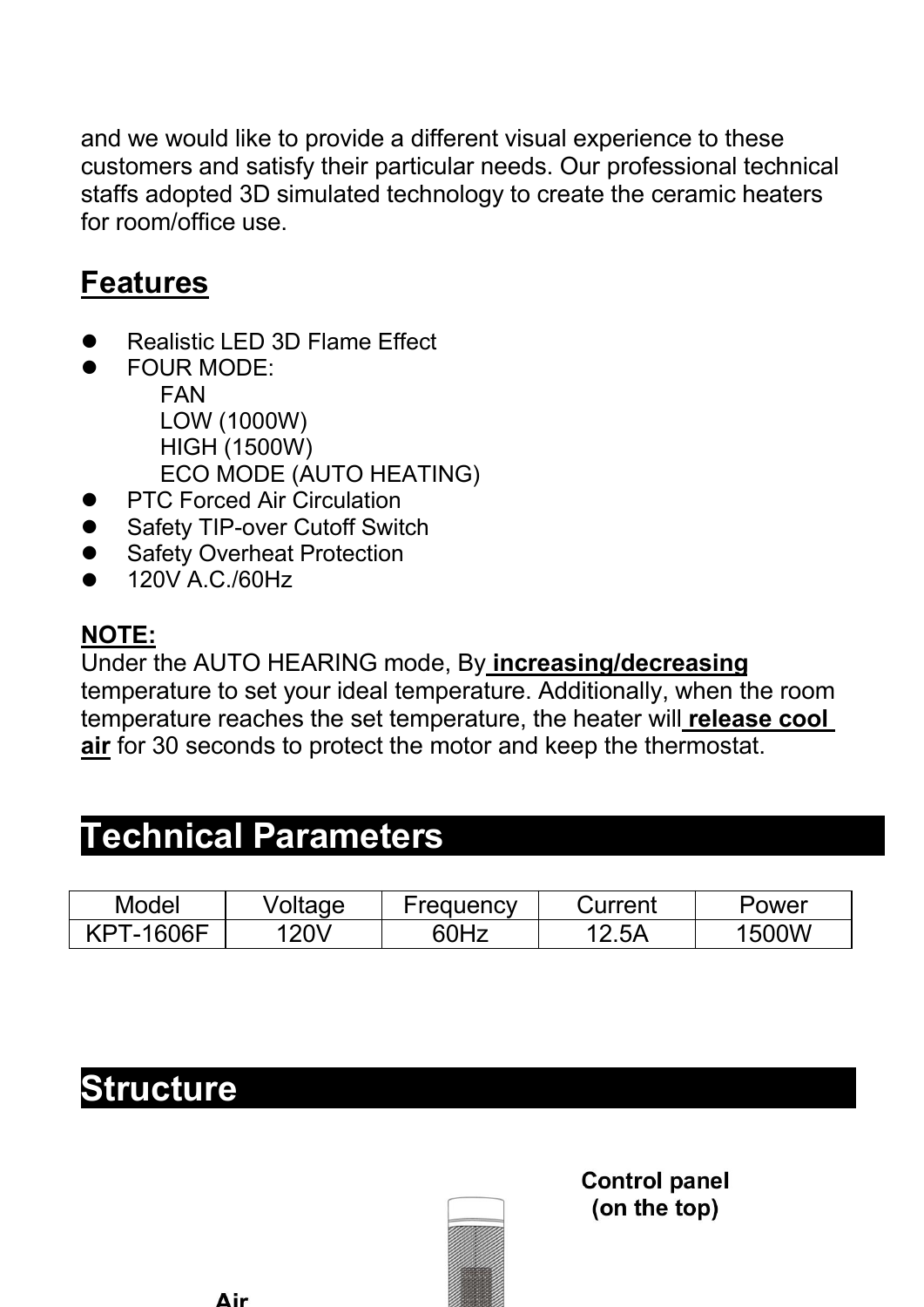and we would like to provide a different visual experience to these customers and satisfy their particular needs. Our professional technical staffs adopted 3D simulated technology to create the ceramic heaters for room/office use.

## Features

- Realistic LED 3D Flame Effect
- FOUR MODE:
  - FAN
  - LOW (1000W)
  - HIGH (1500W)
  - ECO MODE (AUTO HEATING)
- PTC Forced Air Circulation
- Safety TIP-over Cutoff Switch
- Safety Overheat Protection
- 120V A.C./60Hz

**NOTE:**
Under the AUTO HEARING mode, By **increasing/decreasing** temperature to set your ideal temperature. Additionally, when the room temperature reaches the set temperature, the heater will **release cool air** for 30 seconds to protect the motor and keep the thermostat.

## Technical Parameters

| Model | Voltage | Frequency | Current | Power |
|---|---|---|---|---|
| KPT-1606F | 120V | 60Hz | 12.5A | 1500W |

## Structure

**Control panel (on the top)**

Air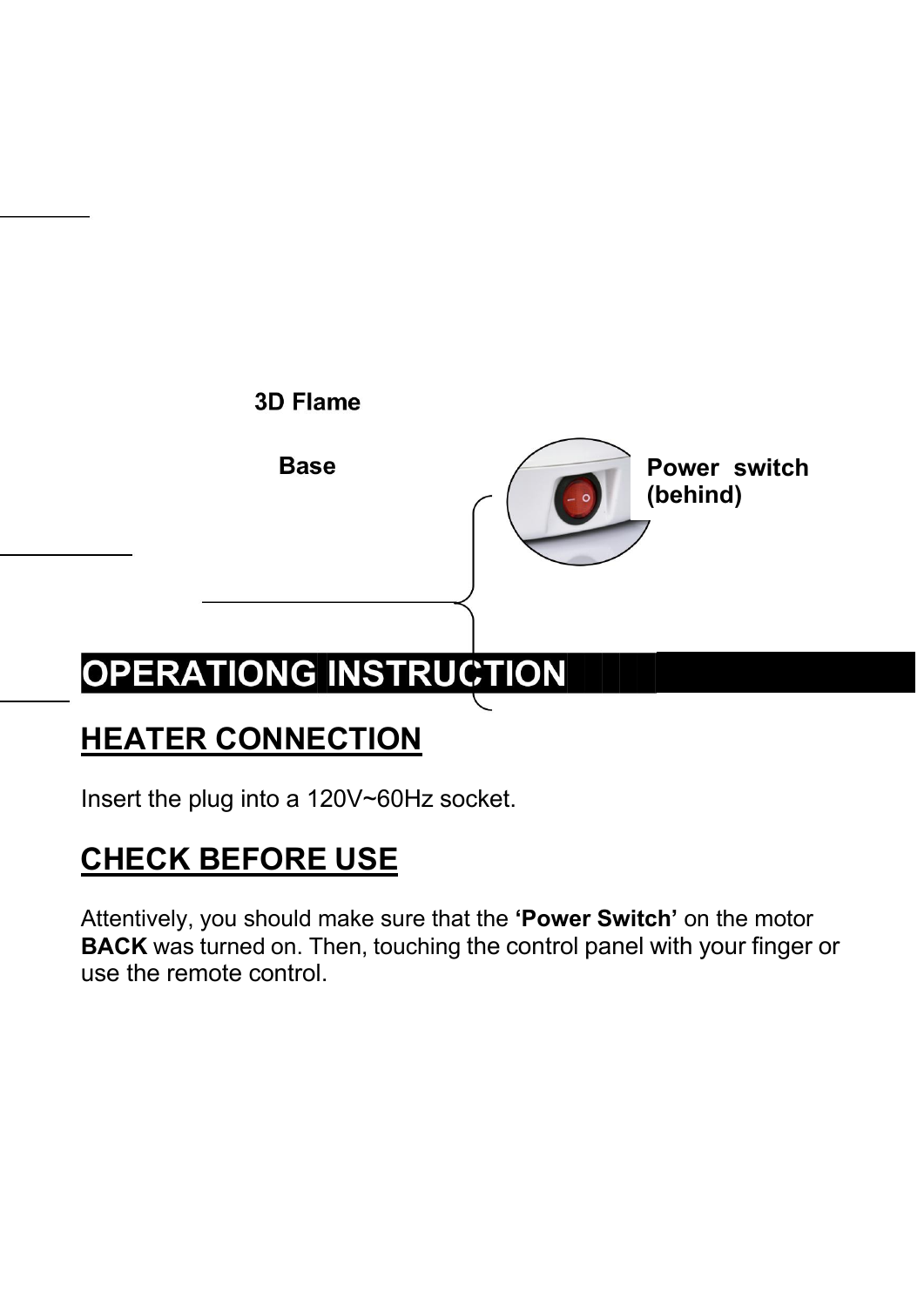3D Flame

Base

Power switch (behind)

# OPERATIONG INSTRUCTION

## HEATER CONNECTION

Insert the plug into a 120V~60Hz socket.

## CHECK BEFORE USE

Attentively, you should make sure that the **'Power Switch'** on the motor **BACK** was turned on. Then, touching the control panel with your finger or use the remote control.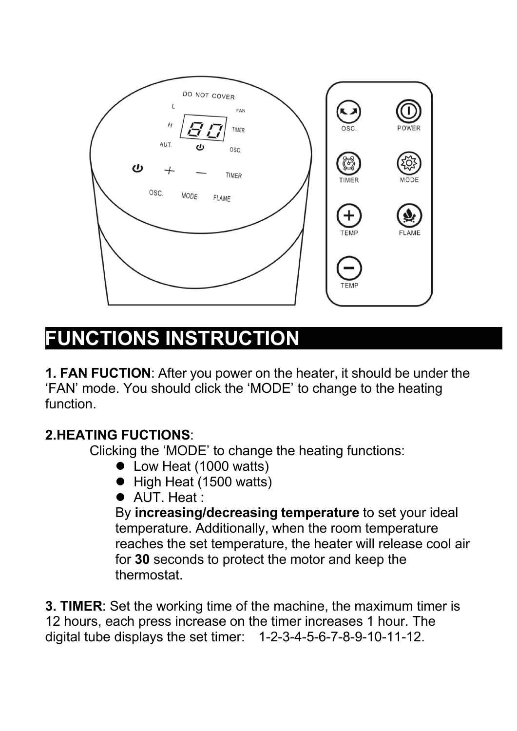# FUNCTIONS INSTRUCTION

**1. FAN FUCTION**: After you power on the heater, it should be under the 'FAN' mode. You should click the 'MODE' to change to the heating function.

**2.HEATING FUCTIONS**:

Clicking the 'MODE' to change the heating functions:

- Low Heat (1000 watts)
- High Heat (1500 watts)
- AUT. Heat :

  By **increasing/decreasing temperature** to set your ideal temperature. Additionally, when the room temperature reaches the set temperature, the heater will release cool air for **30** seconds to protect the motor and keep the thermostat.

**3. TIMER**: Set the working time of the machine, the maximum timer is 12 hours, each press increase on the timer increases 1 hour. The digital tube displays the set timer: 1-2-3-4-5-6-7-8-9-10-11-12.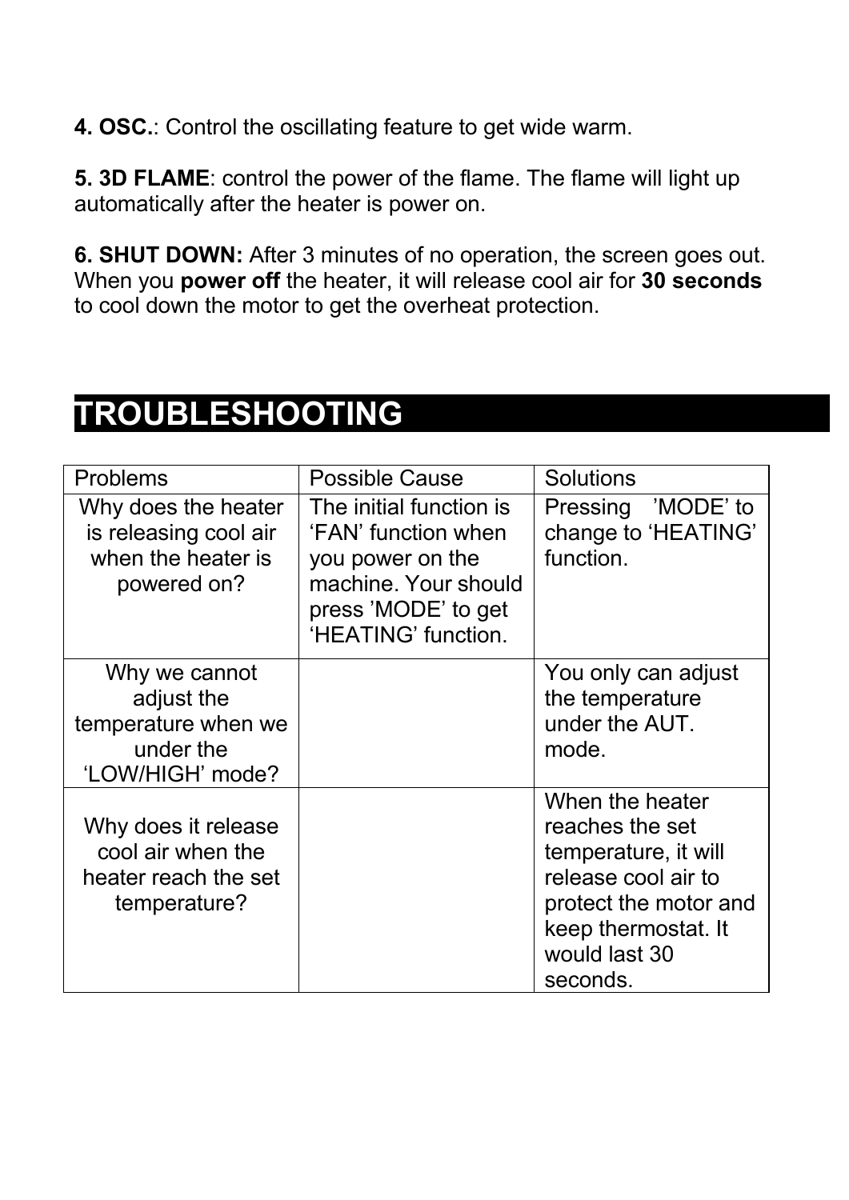**4. OSC.**: Control the oscillating feature to get wide warm.

**5. 3D FLAME**: control the power of the flame. The flame will light up automatically after the heater is power on.

**6. SHUT DOWN:** After 3 minutes of no operation, the screen goes out. When you **power off** the heater, it will release cool air for **30 seconds** to cool down the motor to get the overheat protection.

# TROUBLESHOOTING

| Problems | Possible Cause | Solutions |
|---|---|---|
| Why does the heater is releasing cool air when the heater is powered on? | The initial function is 'FAN' function when you power on the machine. Your should press 'MODE' to get 'HEATING' function. | Pressing 'MODE' to change to 'HEATING' function. |
| Why we cannot adjust the temperature when we under the 'LOW/HIGH' mode? | | You only can adjust the temperature under the AUT. mode. |
| Why does it release cool air when the heater reach the set temperature? | | When the heater reaches the set temperature, it will release cool air to protect the motor and keep thermostat. It would last 30 seconds. |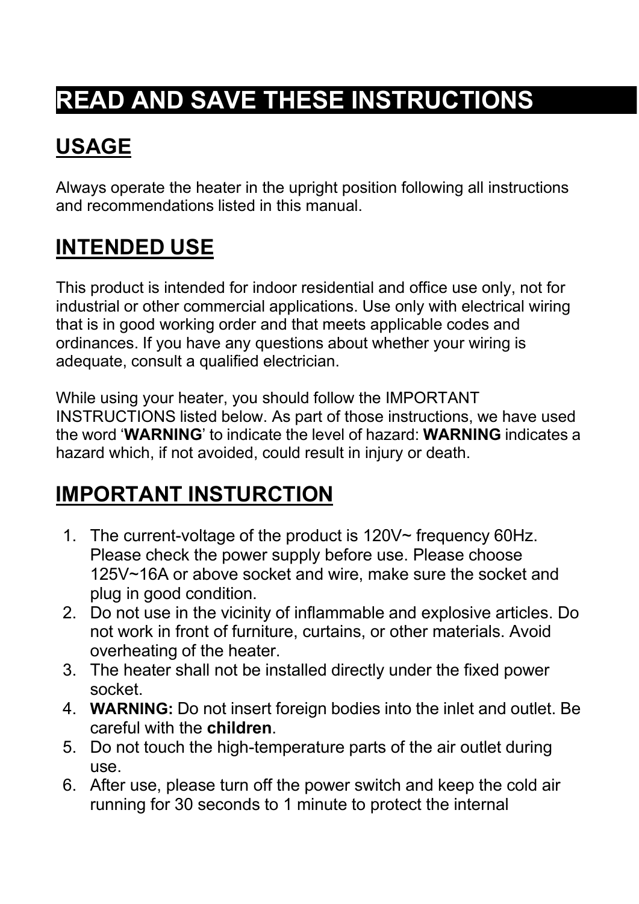# READ AND SAVE THESE INSTRUCTIONS

## USAGE

Always operate the heater in the upright position following all instructions and recommendations listed in this manual.

## INTENDED USE

This product is intended for indoor residential and office use only, not for industrial or other commercial applications. Use only with electrical wiring that is in good working order and that meets applicable codes and ordinances. If you have any questions about whether your wiring is adequate, consult a qualified electrician.

While using your heater, you should follow the IMPORTANT INSTRUCTIONS listed below. As part of those instructions, we have used the word '**WARNING**' to indicate the level of hazard: **WARNING** indicates a hazard which, if not avoided, could result in injury or death.

## IMPORTANT INSTURCTION

1. The current-voltage of the product is 120V~ frequency 60Hz. Please check the power supply before use. Please choose 125V~16A or above socket and wire, make sure the socket and plug in good condition.
2. Do not use in the vicinity of inflammable and explosive articles. Do not work in front of furniture, curtains, or other materials. Avoid overheating of the heater.
3. The heater shall not be installed directly under the fixed power socket.
4. **WARNING:** Do not insert foreign bodies into the inlet and outlet. Be careful with the **children**.
5. Do not touch the high-temperature parts of the air outlet during use.
6. After use, please turn off the power switch and keep the cold air running for 30 seconds to 1 minute to protect the internal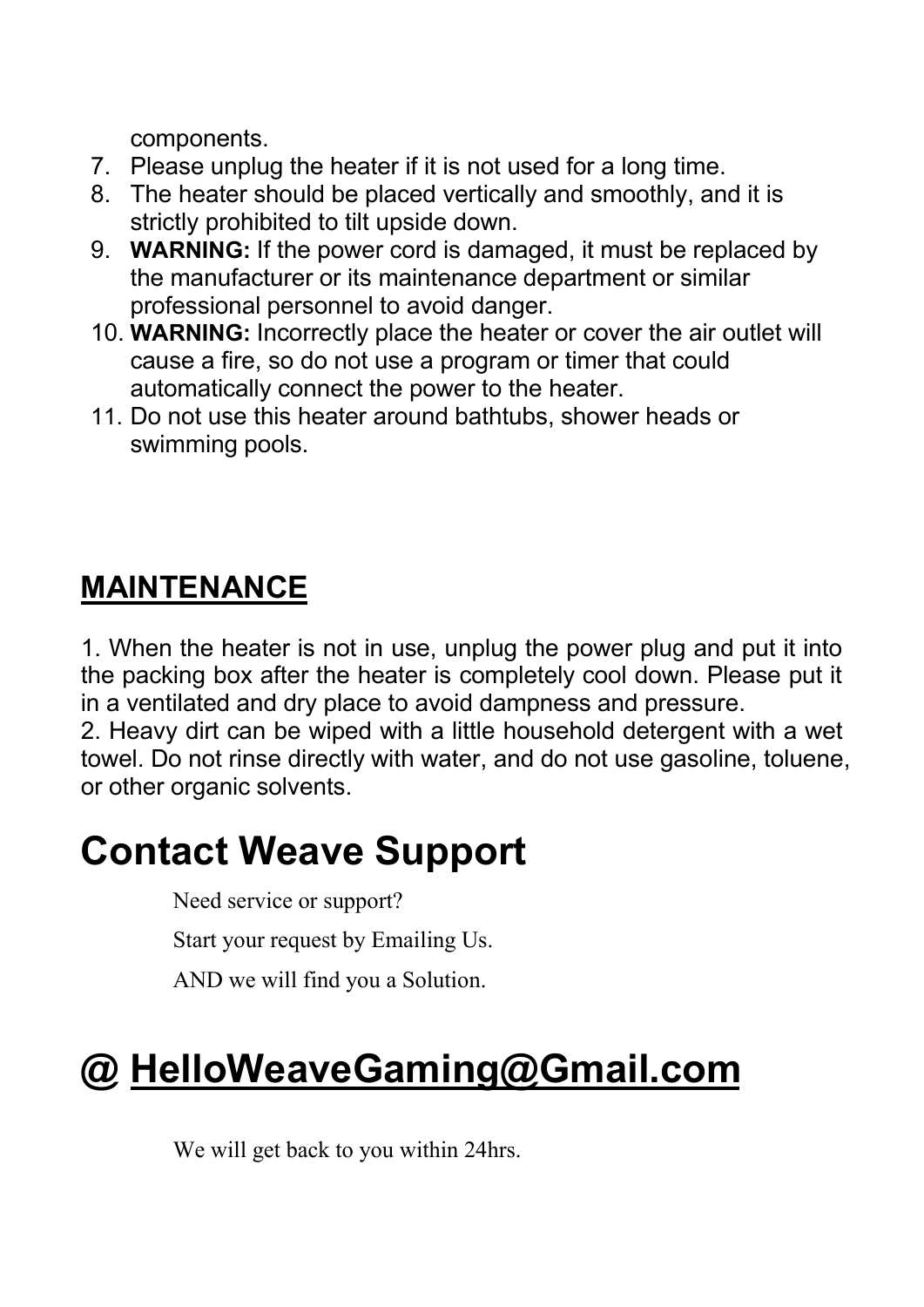components.

7. Please unplug the heater if it is not used for a long time.
8. The heater should be placed vertically and smoothly, and it is strictly prohibited to tilt upside down.
9. **WARNING:** If the power cord is damaged, it must be replaced by the manufacturer or its maintenance department or similar professional personnel to avoid danger.
10. **WARNING:** Incorrectly place the heater or cover the air outlet will cause a fire, so do not use a program or timer that could automatically connect the power to the heater.
11. Do not use this heater around bathtubs, shower heads or swimming pools.

## MAINTENANCE

1. When the heater is not in use, unplug the power plug and put it into the packing box after the heater is completely cool down. Please put it in a ventilated and dry place to avoid dampness and pressure.
2. Heavy dirt can be wiped with a little household detergent with a wet towel. Do not rinse directly with water, and do not use gasoline, toluene, or other organic solvents.

# Contact Weave Support

Need service or support?

Start your request by Emailing Us.

AND we will find you a Solution.

# @ HelloWeaveGaming@Gmail.com

We will get back to you within 24hrs.